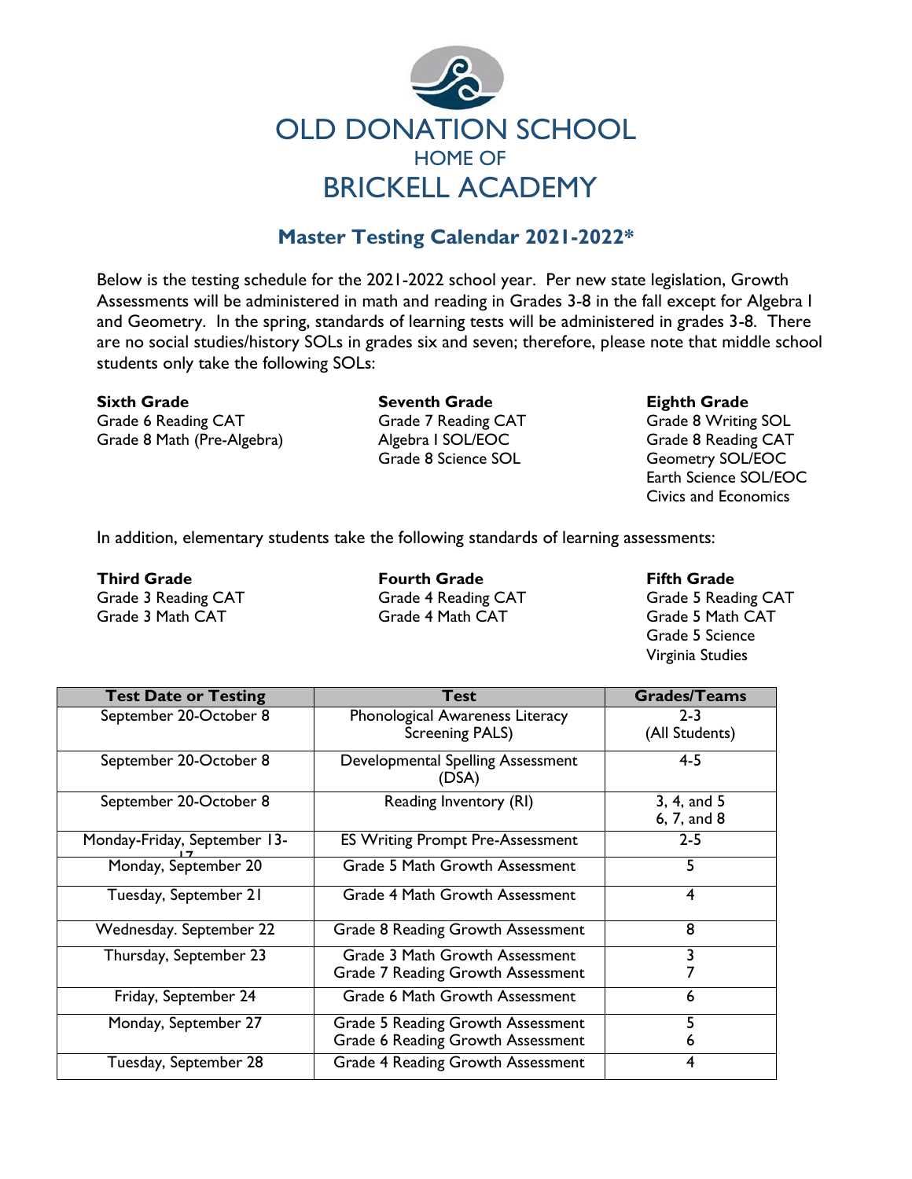# OLD DONATION SCHOOL

HOME OF

# BRICKELL ACADEMY

## Master Testing Calendar 2021-2022*

Below is the testing schedule for the 2021-2022 school year. Per new state legislation, Growth Assessments will be administered in math and reading in Grades 3-8 in the fall except for Algebra I and Geometry. In the spring, standards of learning tests will be administered in grades 3-8. There are no social studies/history SOLs in grades six and seven; therefore, please note that middle school students only take the following SOLs:

**Sixth Grade**
Grade 6 Reading CAT
Grade 8 Math (Pre-Algebra)

**Seventh Grade**
Grade 7 Reading CAT
Algebra I SOL/EOC
Grade 8 Science SOL

**Eighth Grade**
Grade 8 Writing SOL
Grade 8 Reading CAT
Geometry SOL/EOC
Earth Science SOL/EOC
Civics and Economics

In addition, elementary students take the following standards of learning assessments:

**Third Grade**
Grade 3 Reading CAT
Grade 3 Math CAT

**Fourth Grade**
Grade 4 Reading CAT
Grade 4 Math CAT

**Fifth Grade**
Grade 5 Reading CAT
Grade 5 Math CAT
Grade 5 Science
Virginia Studies

| Test Date or Testing | Test | Grades/Teams |
|---|---|---|
| September 20-October 8 | Phonological Awareness Literacy Screening PALS) | 2-3 (All Students) |
| September 20-October 8 | Developmental Spelling Assessment (DSA) | 4-5 |
| September 20-October 8 | Reading Inventory (RI) | 3, 4, and 5<br>6, 7, and 8 |
| Monday-Friday, September 13-17 | ES Writing Prompt Pre-Assessment | 2-5 |
| Monday, September 20 | Grade 5 Math Growth Assessment | 5 |
| Tuesday, September 21 | Grade 4 Math Growth Assessment | 4 |
| Wednesday. September 22 | Grade 8 Reading Growth Assessment | 8 |
| Thursday, September 23 | Grade 3 Math Growth Assessment<br>Grade 7 Reading Growth Assessment | 3<br>7 |
| Friday, September 24 | Grade 6 Math Growth Assessment | 6 |
| Monday, September 27 | Grade 5 Reading Growth Assessment<br>Grade 6 Reading Growth Assessment | 5<br>6 |
| Tuesday, September 28 | Grade 4 Reading Growth Assessment | 4 |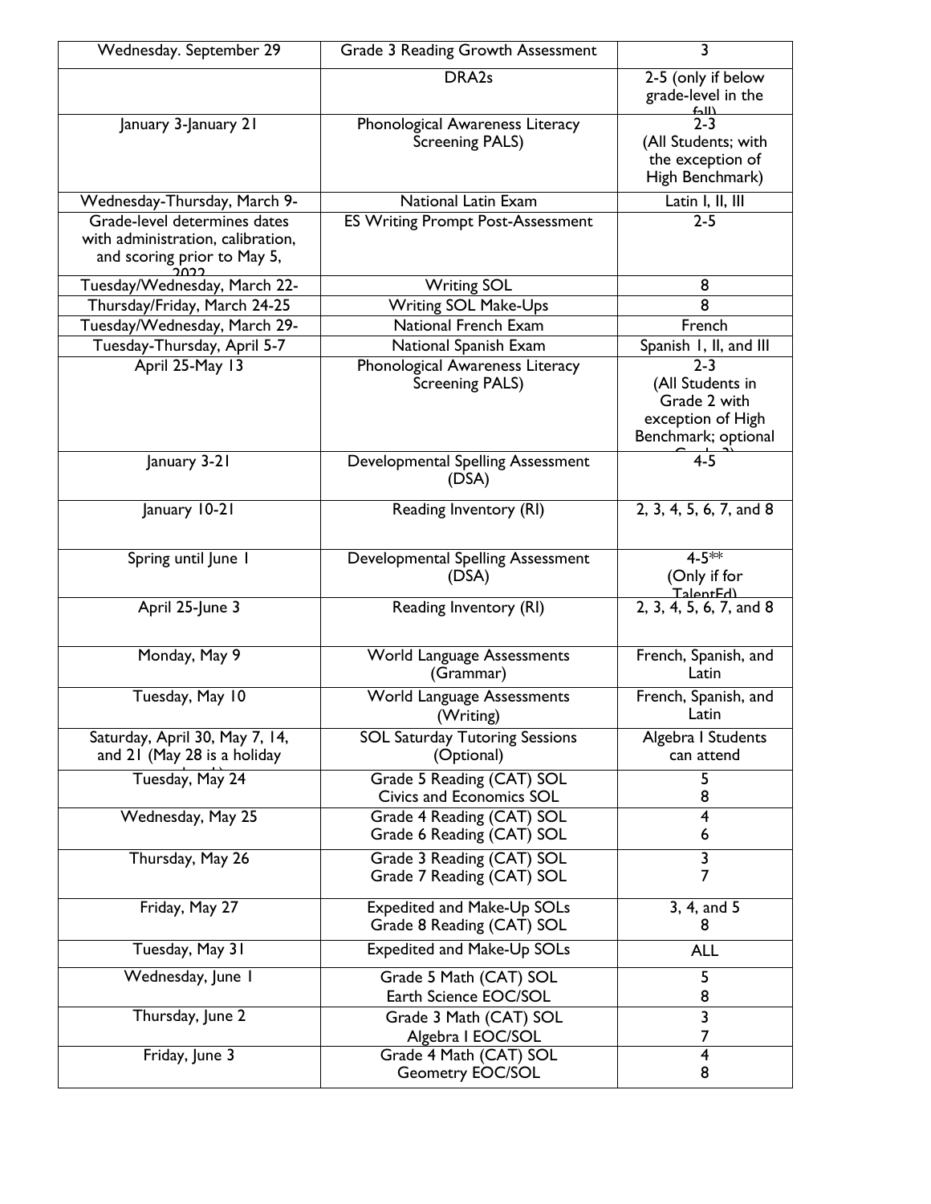| | | |
|---|---|---|
| Wednesday. September 29 | Grade 3 Reading Growth Assessment | 3 |
| | DRA2s | 2-5 (only if below grade-level in the fall) |
| January 3-January 21 | Phonological Awareness Literacy Screening PALS) | 2-3 (All Students; with the exception of High Benchmark) |
| Wednesday-Thursday, March 9- | National Latin Exam | Latin I, II, III |
| Grade-level determines dates with administration, calibration, and scoring prior to May 5, 2022 | ES Writing Prompt Post-Assessment | 2-5 |
| Tuesday/Wednesday, March 22- | Writing SOL | 8 |
| Thursday/Friday, March 24-25 | Writing SOL Make-Ups | 8 |
| Tuesday/Wednesday, March 29- | National French Exam | French |
| Tuesday-Thursday, April 5-7 | National Spanish Exam | Spanish I, II, and III |
| April 25-May 13 | Phonological Awareness Literacy Screening PALS) | 2-3 (All Students in Grade 2 with exception of High Benchmark; optional Grade 3) |
| January 3-21 | Developmental Spelling Assessment (DSA) | 4-5 |
| January 10-21 | Reading Inventory (RI) | 2, 3, 4, 5, 6, 7, and 8 |
| Spring until June 1 | Developmental Spelling Assessment (DSA) | 4-5** (Only if for TalentEd) |
| April 25-June 3 | Reading Inventory (RI) | 2, 3, 4, 5, 6, 7, and 8 |
| Monday, May 9 | World Language Assessments (Grammar) | French, Spanish, and Latin |
| Tuesday, May 10 | World Language Assessments (Writing) | French, Spanish, and Latin |
| Saturday, April 30, May 7, 14, and 21 (May 28 is a holiday weekend) | SOL Saturday Tutoring Sessions (Optional) | Algebra I Students can attend |
| Tuesday, May 24 | Grade 5 Reading (CAT) SOL<br>Civics and Economics SOL | 5<br>8 |
| Wednesday, May 25 | Grade 4 Reading (CAT) SOL<br>Grade 6 Reading (CAT) SOL | 4<br>6 |
| Thursday, May 26 | Grade 3 Reading (CAT) SOL<br>Grade 7 Reading (CAT) SOL | 3<br>7 |
| Friday, May 27 | Expedited and Make-Up SOLs<br>Grade 8 Reading (CAT) SOL | 3, 4, and 5<br>8 |
| Tuesday, May 31 | Expedited and Make-Up SOLs | ALL |
| Wednesday, June 1 | Grade 5 Math (CAT) SOL<br>Earth Science EOC/SOL | 5<br>8 |
| Thursday, June 2 | Grade 3 Math (CAT) SOL<br>Algebra I EOC/SOL | 3<br>7 |
| Friday, June 3 | Grade 4 Math (CAT) SOL<br>Geometry EOC/SOL | 4<br>8 |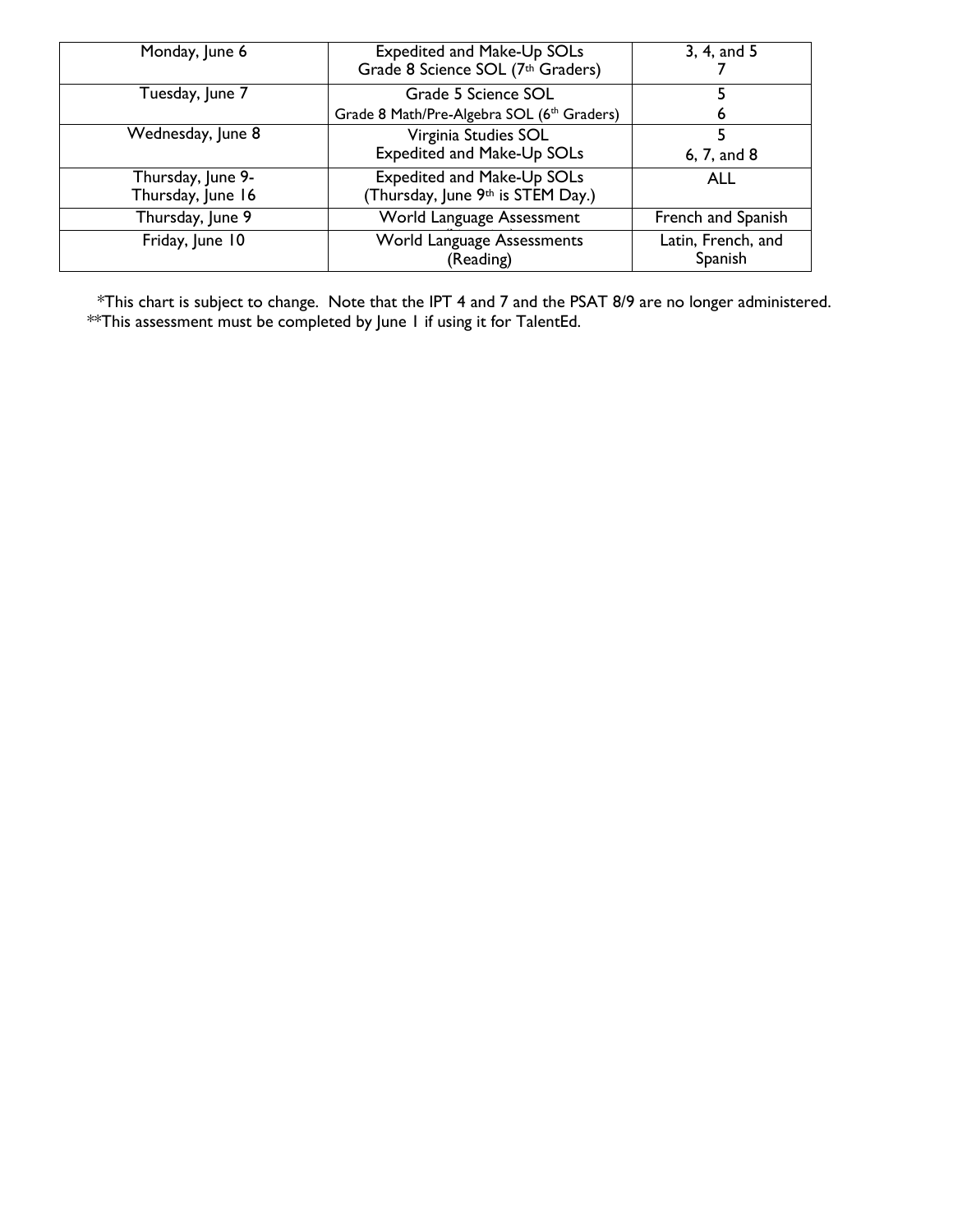| | | |
|---|---|---|
| Monday, June 6 | Expedited and Make-Up SOLs<br>Grade 8 Science SOL (7th Graders) | 3, 4, and 5<br>7 |
| Tuesday, June 7 | Grade 5 Science SOL<br>Grade 8 Math/Pre-Algebra SOL (6th Graders) | 5<br>6 |
| Wednesday, June 8 | Virginia Studies SOL<br>Expedited and Make-Up SOLs | 5<br>6, 7, and 8 |
| Thursday, June 9-<br>Thursday, June 16 | Expedited and Make-Up SOLs<br>(Thursday, June 9th is STEM Day.) | ALL |
| Thursday, June 9 | World Language Assessment | French and Spanish |
| Friday, June 10 | World Language Assessments<br>(Reading) | Latin, French, and Spanish |

*This chart is subject to change. Note that the IPT 4 and 7 and the PSAT 8/9 are no longer administered.
**This assessment must be completed by June 1 if using it for TalentEd.